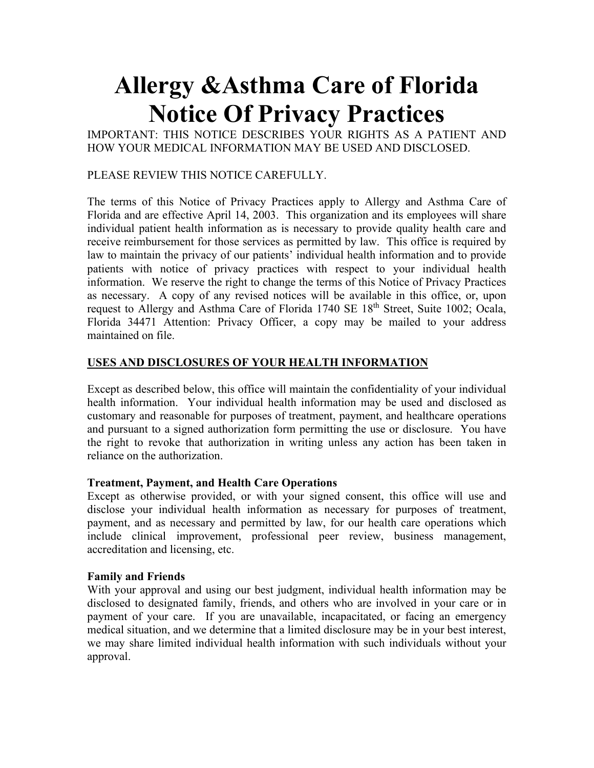# Allergy &Asthma Care of Florida
# Notice Of Privacy Practices

IMPORTANT: THIS NOTICE DESCRIBES YOUR RIGHTS AS A PATIENT AND HOW YOUR MEDICAL INFORMATION MAY BE USED AND DISCLOSED.

PLEASE REVIEW THIS NOTICE CAREFULLY.

The terms of this Notice of Privacy Practices apply to Allergy and Asthma Care of Florida and are effective April 14, 2003. This organization and its employees will share individual patient health information as is necessary to provide quality health care and receive reimbursement for those services as permitted by law. This office is required by law to maintain the privacy of our patients' individual health information and to provide patients with notice of privacy practices with respect to your individual health information. We reserve the right to change the terms of this Notice of Privacy Practices as necessary. A copy of any revised notices will be available in this office, or, upon request to Allergy and Asthma Care of Florida 1740 SE 18th Street, Suite 1002; Ocala, Florida 34471 Attention: Privacy Officer, a copy may be mailed to your address maintained on file.

## USES AND DISCLOSURES OF YOUR HEALTH INFORMATION

Except as described below, this office will maintain the confidentiality of your individual health information. Your individual health information may be used and disclosed as customary and reasonable for purposes of treatment, payment, and healthcare operations and pursuant to a signed authorization form permitting the use or disclosure. You have the right to revoke that authorization in writing unless any action has been taken in reliance on the authorization.

### Treatment, Payment, and Health Care Operations

Except as otherwise provided, or with your signed consent, this office will use and disclose your individual health information as necessary for purposes of treatment, payment, and as necessary and permitted by law, for our health care operations which include clinical improvement, professional peer review, business management, accreditation and licensing, etc.

### Family and Friends

With your approval and using our best judgment, individual health information may be disclosed to designated family, friends, and others who are involved in your care or in payment of your care. If you are unavailable, incapacitated, or facing an emergency medical situation, and we determine that a limited disclosure may be in your best interest, we may share limited individual health information with such individuals without your approval.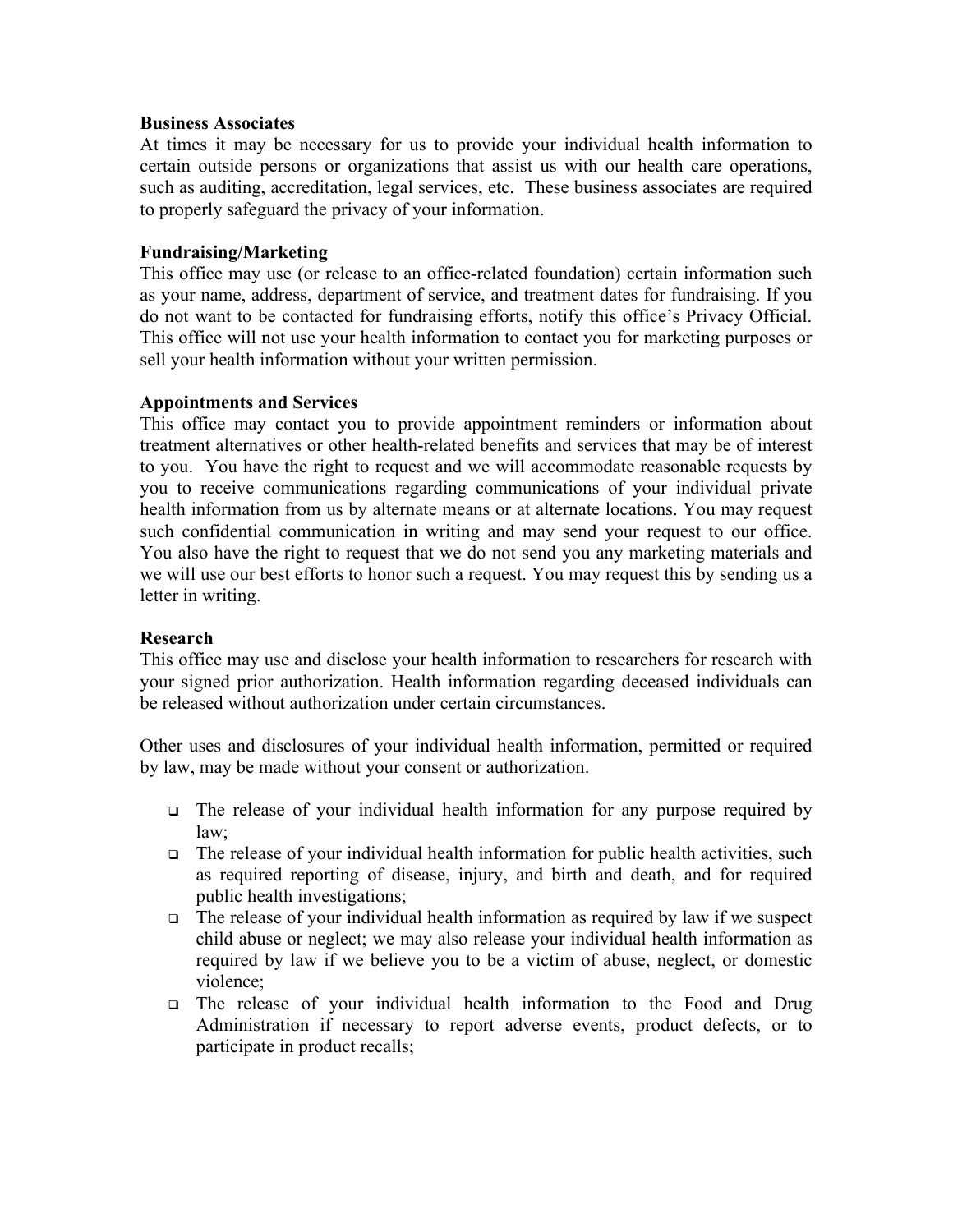**Business Associates**

At times it may be necessary for us to provide your individual health information to certain outside persons or organizations that assist us with our health care operations, such as auditing, accreditation, legal services, etc. These business associates are required to properly safeguard the privacy of your information.

**Fundraising/Marketing**

This office may use (or release to an office-related foundation) certain information such as your name, address, department of service, and treatment dates for fundraising. If you do not want to be contacted for fundraising efforts, notify this office's Privacy Official. This office will not use your health information to contact you for marketing purposes or sell your health information without your written permission.

**Appointments and Services**

This office may contact you to provide appointment reminders or information about treatment alternatives or other health-related benefits and services that may be of interest to you. You have the right to request and we will accommodate reasonable requests by you to receive communications regarding communications of your individual private health information from us by alternate means or at alternate locations. You may request such confidential communication in writing and may send your request to our office. You also have the right to request that we do not send you any marketing materials and we will use our best efforts to honor such a request. You may request this by sending us a letter in writing.

**Research**

This office may use and disclose your health information to researchers for research with your signed prior authorization. Health information regarding deceased individuals can be released without authorization under certain circumstances.

Other uses and disclosures of your individual health information, permitted or required by law, may be made without your consent or authorization.

- The release of your individual health information for any purpose required by law;
- The release of your individual health information for public health activities, such as required reporting of disease, injury, and birth and death, and for required public health investigations;
- The release of your individual health information as required by law if we suspect child abuse or neglect; we may also release your individual health information as required by law if we believe you to be a victim of abuse, neglect, or domestic violence;
- The release of your individual health information to the Food and Drug Administration if necessary to report adverse events, product defects, or to participate in product recalls;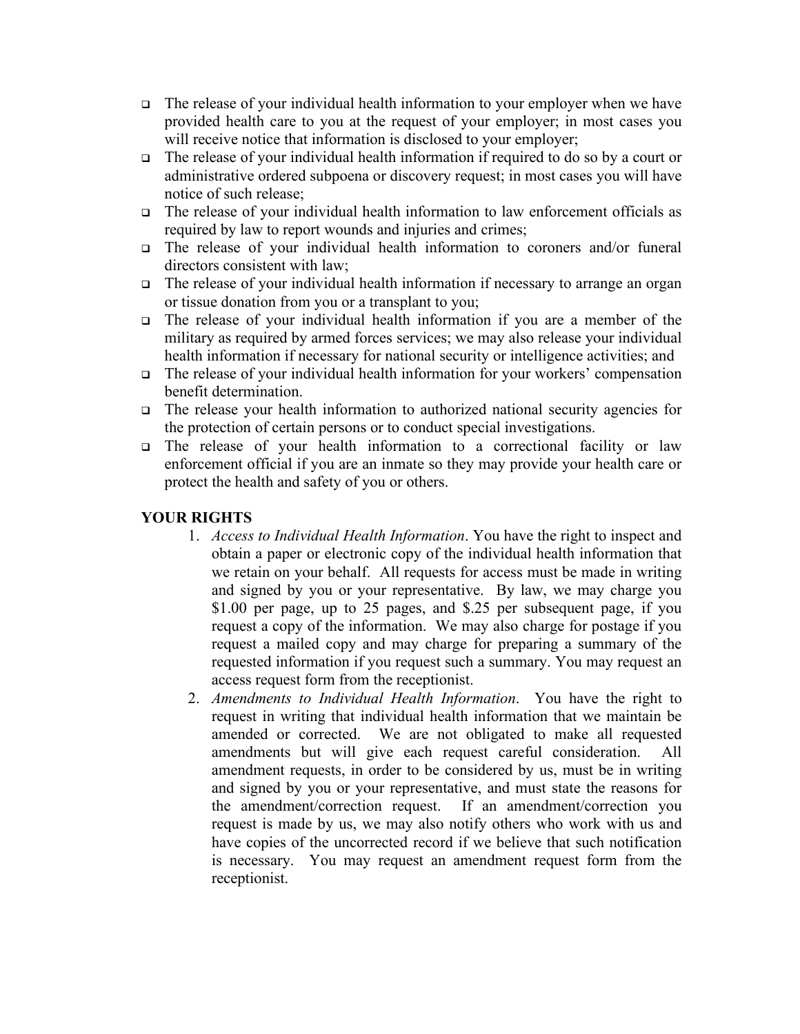- The release of your individual health information to your employer when we have provided health care to you at the request of your employer; in most cases you will receive notice that information is disclosed to your employer;
- The release of your individual health information if required to do so by a court or administrative ordered subpoena or discovery request; in most cases you will have notice of such release;
- The release of your individual health information to law enforcement officials as required by law to report wounds and injuries and crimes;
- The release of your individual health information to coroners and/or funeral directors consistent with law;
- The release of your individual health information if necessary to arrange an organ or tissue donation from you or a transplant to you;
- The release of your individual health information if you are a member of the military as required by armed forces services; we may also release your individual health information if necessary for national security or intelligence activities; and
- The release of your individual health information for your workers' compensation benefit determination.
- The release your health information to authorized national security agencies for the protection of certain persons or to conduct special investigations.
- The release of your health information to a correctional facility or law enforcement official if you are an inmate so they may provide your health care or protect the health and safety of you or others.

**YOUR RIGHTS**

1. *Access to Individual Health Information*. You have the right to inspect and obtain a paper or electronic copy of the individual health information that we retain on your behalf. All requests for access must be made in writing and signed by you or your representative. By law, we may charge you $1.00 per page, up to 25 pages, and $.25 per subsequent page, if you request a copy of the information. We may also charge for postage if you request a mailed copy and may charge for preparing a summary of the requested information if you request such a summary. You may request an access request form from the receptionist.
2. *Amendments to Individual Health Information*. You have the right to request in writing that individual health information that we maintain be amended or corrected. We are not obligated to make all requested amendments but will give each request careful consideration. All amendment requests, in order to be considered by us, must be in writing and signed by you or your representative, and must state the reasons for the amendment/correction request. If an amendment/correction you request is made by us, we may also notify others who work with us and have copies of the uncorrected record if we believe that such notification is necessary. You may request an amendment request form from the receptionist.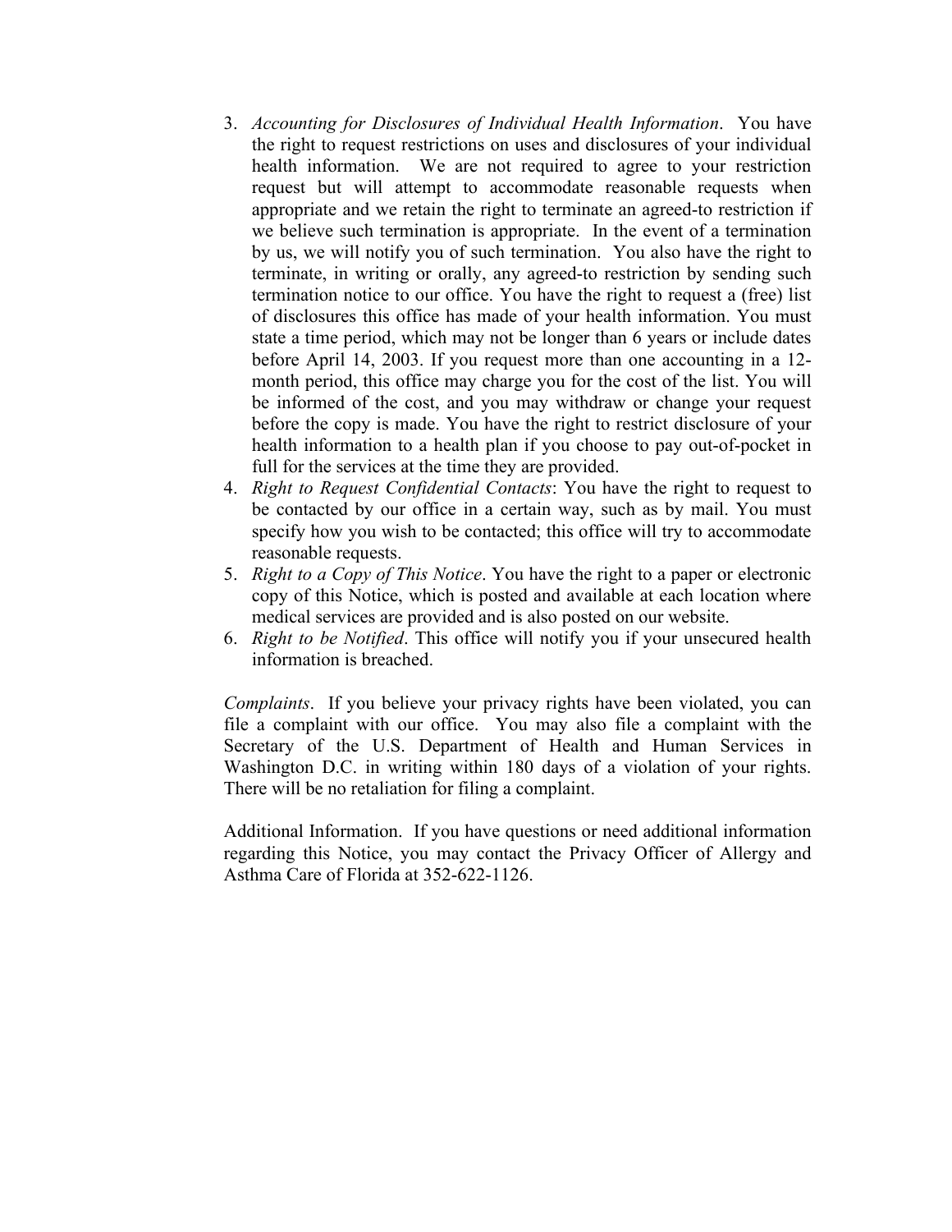3. *Accounting for Disclosures of Individual Health Information*. You have the right to request restrictions on uses and disclosures of your individual health information. We are not required to agree to your restriction request but will attempt to accommodate reasonable requests when appropriate and we retain the right to terminate an agreed-to restriction if we believe such termination is appropriate. In the event of a termination by us, we will notify you of such termination. You also have the right to terminate, in writing or orally, any agreed-to restriction by sending such termination notice to our office. You have the right to request a (free) list of disclosures this office has made of your health information. You must state a time period, which may not be longer than 6 years or include dates before April 14, 2003. If you request more than one accounting in a 12-month period, this office may charge you for the cost of the list. You will be informed of the cost, and you may withdraw or change your request before the copy is made. You have the right to restrict disclosure of your health information to a health plan if you choose to pay out-of-pocket in full for the services at the time they are provided.
4. *Right to Request Confidential Contacts*: You have the right to request to be contacted by our office in a certain way, such as by mail. You must specify how you wish to be contacted; this office will try to accommodate reasonable requests.
5. *Right to a Copy of This Notice*. You have the right to a paper or electronic copy of this Notice, which is posted and available at each location where medical services are provided and is also posted on our website.
6. *Right to be Notified*. This office will notify you if your unsecured health information is breached.

*Complaints*. If you believe your privacy rights have been violated, you can file a complaint with our office. You may also file a complaint with the Secretary of the U.S. Department of Health and Human Services in Washington D.C. in writing within 180 days of a violation of your rights. There will be no retaliation for filing a complaint.

Additional Information. If you have questions or need additional information regarding this Notice, you may contact the Privacy Officer of Allergy and Asthma Care of Florida at 352-622-1126.